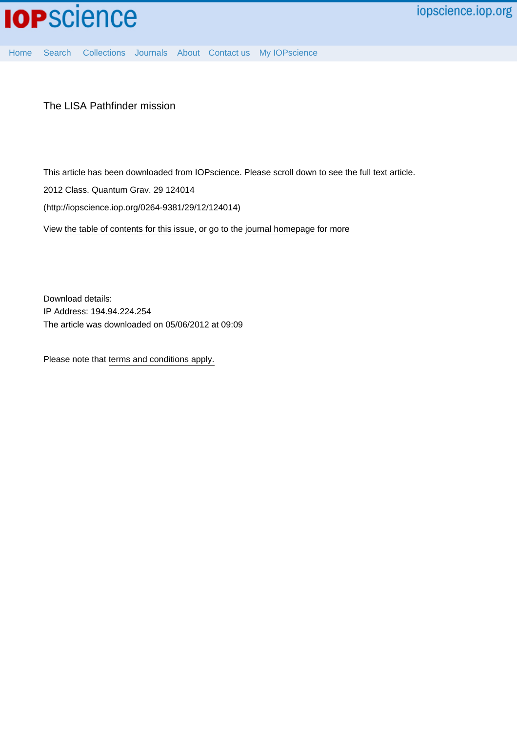# The LISA Pathfinder mission

This article has been downloaded from IOPscience. Please scroll down to see the full text article.

2012 Class. Quantum Grav. 29 124014

(http://iopscience.iop.org/0264-9381/29/12/124014)

View the table of contents for this issue, or go to the journal homepage for more

Download details:
IP Address: 194.94.224.254
The article was downloaded on 05/06/2012 at 09:09

Please note that terms and conditions apply.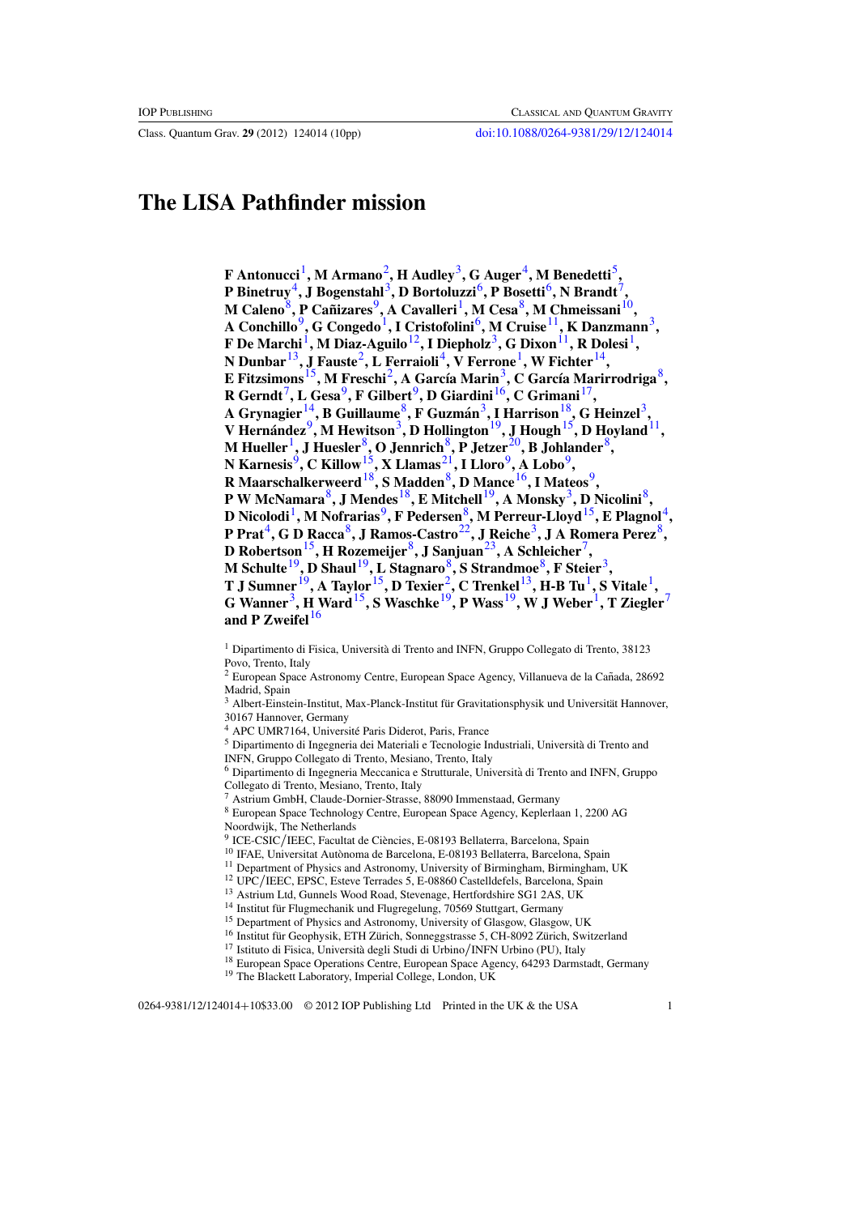# The LISA Pathfinder mission

**F Antonucci[1], M Armano[2], H Audley[3], G Auger[4], M Benedetti[5], P Binetruy[4], J Bogenstahl[3], D Bortoluzzi[6], P Bosetti[6], N Brandt[7], M Caleno[8], P Cañizares[9], A Cavalleri[1], M Cesa[8], M Chmeissani[10], A Conchillo[9], G Congedo[1], I Cristofolini[6], M Cruise[11], K Danzmann[3], F De Marchi[1], M Diaz-Aguilo[12], I Diepholz[3], G Dixon[11], R Dolesi[1], N Dunbar[13], J Fauste[2], L Ferraioli[4], V Ferrone[1], W Fichter[14], E Fitzsimons[15], M Freschi[2], A García Marin[3], C García Marirrodriga[8], R Gerndt[7], L Gesa[9], F Gilbert[9], D Giardini[16], C Grimani[17], A Grynagier[14], B Guillaume[8], F Guzmán[3], I Harrison[18], G Heinzel[3], V Hernández[9], M Hewitson[3], D Hollington[19], J Hough[15], D Hoyland[11], M Hueller[1], J Huesler[8], O Jennrich[8], P Jetzer[20], B Johlander[8], N Karnesis[9], C Killow[15], X Llamas[21], I Lloro[9], A Lobo[9], R Maarschalkerweerd[18], S Madden[8], D Mance[16], I Mateos[9], P W McNamara[8], J Mendes[18], E Mitchell[19], A Monsky[3], D Nicolini[8], D Nicolodi[1], M Nofrarias[9], F Pedersen[8], M Perreur-Lloyd[15], E Plagnol[4], P Prat[4], G D Racca[8], J Ramos-Castro[22], J Reiche[3], J A Romera Perez[8], D Robertson[15], H Rozemeijer[8], J Sanjuan[23], A Schleicher[7], M Schulte[19], D Shaul[19], L Stagnaro[8], S Strandmoe[8], F Steier[3], T J Sumner[19], A Taylor[15], D Texier[2], C Trenkel[13], H-B Tu[1], S Vitale[1], G Wanner[3], H Ward[15], S Waschke[19], P Wass[19], W J Weber[1], T Ziegler[7] and P Zweifel[16]**

[1] Dipartimento di Fisica, Università di Trento and INFN, Gruppo Collegato di Trento, 38123 Povo, Trento, Italy
[2] European Space Astronomy Centre, European Space Agency, Villanueva de la Cañada, 28692 Madrid, Spain
[3] Albert-Einstein-Institut, Max-Planck-Institut für Gravitationsphysik und Universität Hannover, 30167 Hannover, Germany
[4] APC UMR7164, Université Paris Diderot, Paris, France
[5] Dipartimento di Ingegneria dei Materiali e Tecnologie Industriali, Università di Trento and INFN, Gruppo Collegato di Trento, Mesiano, Trento, Italy
[6] Dipartimento di Ingegneria Meccanica e Strutturale, Università di Trento and INFN, Gruppo Collegato di Trento, Mesiano, Trento, Italy
[7] Astrium GmbH, Claude-Dornier-Strasse, 88090 Immenstaad, Germany
[8] European Space Technology Centre, European Space Agency, Keplerlaan 1, 2200 AG Noordwijk, The Netherlands
[9] ICE-CSIC/IEEC, Facultat de Ciències, E-08193 Bellaterra, Barcelona, Spain
[10] IFAE, Universitat Autònoma de Barcelona, E-08193 Bellaterra, Barcelona, Spain
[11] Department of Physics and Astronomy, University of Birmingham, Birmingham, UK
[12] UPC/IEEC, EPSC, Esteve Terrades 5, E-08860 Castelldefels, Barcelona, Spain
[13] Astrium Ltd, Gunnels Wood Road, Stevenage, Hertfordshire SG1 2AS, UK
[14] Institut für Flugmechanik und Flugregelung, 70569 Stuttgart, Germany
[15] Department of Physics and Astronomy, University of Glasgow, Glasgow, UK
[16] Institut für Geophysik, ETH Zürich, Sonneggstrasse 5, CH-8092 Zürich, Switzerland
[17] Istituto di Fisica, Università degli Studi di Urbino/INFN Urbino (PU), Italy
[18] European Space Operations Centre, European Space Agency, 64293 Darmstadt, Germany
[19] The Blackett Laboratory, Imperial College, London, UK

0264-9381/12/124014+10$33.00 © 2012 IOP Publishing Ltd Printed in the UK & the USA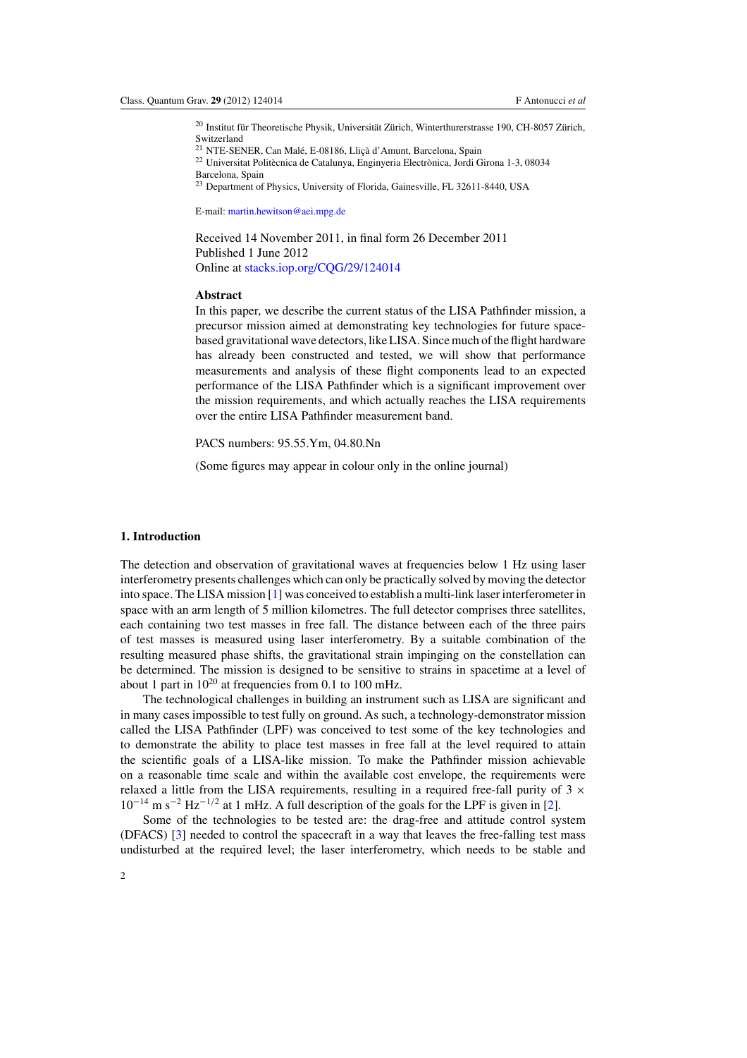[20] Institut für Theoretische Physik, Universität Zürich, Winterthurerstrasse 190, CH-8057 Zürich, Switzerland

[21] NTE-SENER, Can Malé, E-08186, Lliçà d'Amunt, Barcelona, Spain

[22] Universitat Politècnica de Catalunya, Enginyeria Electrònica, Jordi Girona 1-3, 08034 Barcelona, Spain

[23] Department of Physics, University of Florida, Gainesville, FL 32611-8440, USA

E-mail: martin.hewitson@aei.mpg.de

Received 14 November 2011, in final form 26 December 2011
Published 1 June 2012
Online at stacks.iop.org/CQG/29/124014

## Abstract

In this paper, we describe the current status of the LISA Pathfinder mission, a precursor mission aimed at demonstrating key technologies for future space-based gravitational wave detectors, like LISA. Since much of the flight hardware has already been constructed and tested, we will show that performance measurements and analysis of these flight components lead to an expected performance of the LISA Pathfinder which is a significant improvement over the mission requirements, and which actually reaches the LISA requirements over the entire LISA Pathfinder measurement band.

PACS numbers: 95.55.Ym, 04.80.Nn

(Some figures may appear in colour only in the online journal)

## 1. Introduction

The detection and observation of gravitational waves at frequencies below 1 Hz using laser interferometry presents challenges which can only be practically solved by moving the detector into space. The LISA mission [1] was conceived to establish a multi-link laser interferometer in space with an arm length of 5 million kilometres. The full detector comprises three satellites, each containing two test masses in free fall. The distance between each of the three pairs of test masses is measured using laser interferometry. By a suitable combination of the resulting measured phase shifts, the gravitational strain impinging on the constellation can be determined. The mission is designed to be sensitive to strains in spacetime at a level of about 1 part in $10^{20}$ at frequencies from 0.1 to 100 mHz.

The technological challenges in building an instrument such as LISA are significant and in many cases impossible to test fully on ground. As such, a technology-demonstrator mission called the LISA Pathfinder (LPF) was conceived to test some of the key technologies and to demonstrate the ability to place test masses in free fall at the level required to attain the scientific goals of a LISA-like mission. To make the Pathfinder mission achievable on a reasonable time scale and within the available cost envelope, the requirements were relaxed a little from the LISA requirements, resulting in a required free-fall purity of $3 \times 10^{-14}$ m s$^{-2}$ Hz$^{-1/2}$ at 1 mHz. A full description of the goals for the LPF is given in [2].

Some of the technologies to be tested are: the drag-free and attitude control system (DFACS) [3] needed to control the spacecraft in a way that leaves the free-falling test mass undisturbed at the required level; the laser interferometry, which needs to be stable and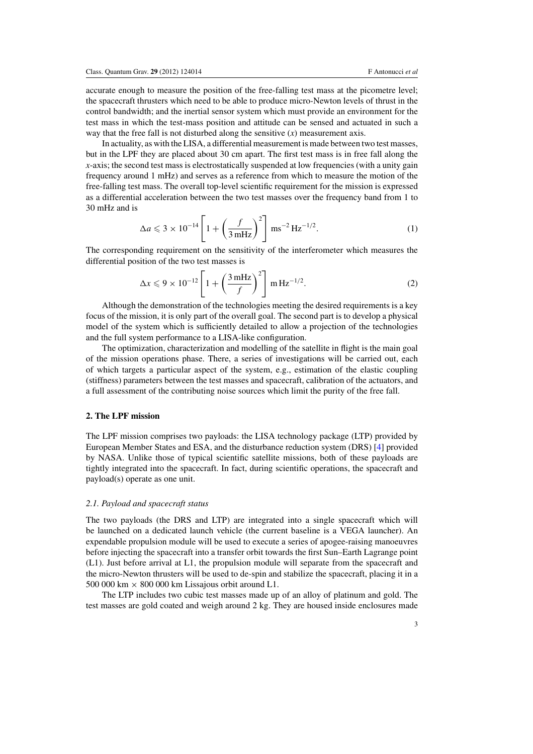accurate enough to measure the position of the free-falling test mass at the picometre level; the spacecraft thrusters which need to be able to produce micro-Newton levels of thrust in the control bandwidth; and the inertial sensor system which must provide an environment for the test mass in which the test-mass position and attitude can be sensed and actuated in such a way that the free fall is not disturbed along the sensitive ($x$) measurement axis.

In actuality, as with the LISA, a differential measurement is made between two test masses, but in the LPF they are placed about 30 cm apart. The first test mass is in free fall along the $x$-axis; the second test mass is electrostatically suspended at low frequencies (with a unity gain frequency around 1 mHz) and serves as a reference from which to measure the motion of the free-falling test mass. The overall top-level scientific requirement for the mission is expressed as a differential acceleration between the two test masses over the frequency band from 1 to 30 mHz and is

$$\Delta a \leqslant 3 \times 10^{-14} \left[ 1 + \left( \frac{f}{3\,\text{mHz}} \right)^2 \right] \text{ms}^{-2}\,\text{Hz}^{-1/2}. \tag{1}$$

The corresponding requirement on the sensitivity of the interferometer which measures the differential position of the two test masses is

$$\Delta x \leqslant 9 \times 10^{-12} \left[ 1 + \left( \frac{3\,\text{mHz}}{f} \right)^2 \right] \text{m}\,\text{Hz}^{-1/2}. \tag{2}$$

Although the demonstration of the technologies meeting the desired requirements is a key focus of the mission, it is only part of the overall goal. The second part is to develop a physical model of the system which is sufficiently detailed to allow a projection of the technologies and the full system performance to a LISA-like configuration.

The optimization, characterization and modelling of the satellite in flight is the main goal of the mission operations phase. There, a series of investigations will be carried out, each of which targets a particular aspect of the system, e.g., estimation of the elastic coupling (stiffness) parameters between the test masses and spacecraft, calibration of the actuators, and a full assessment of the contributing noise sources which limit the purity of the free fall.

## 2. The LPF mission

The LPF mission comprises two payloads: the LISA technology package (LTP) provided by European Member States and ESA, and the disturbance reduction system (DRS) [4] provided by NASA. Unlike those of typical scientific satellite missions, both of these payloads are tightly integrated into the spacecraft. In fact, during scientific operations, the spacecraft and payload(s) operate as one unit.

### *2.1. Payload and spacecraft status*

The two payloads (the DRS and LTP) are integrated into a single spacecraft which will be launched on a dedicated launch vehicle (the current baseline is a VEGA launcher). An expendable propulsion module will be used to execute a series of apogee-raising manoeuvres before injecting the spacecraft into a transfer orbit towards the first Sun–Earth Lagrange point (L1). Just before arrival at L1, the propulsion module will separate from the spacecraft and the micro-Newton thrusters will be used to de-spin and stabilize the spacecraft, placing it in a 500 000 km × 800 000 km Lissajous orbit around L1.

The LTP includes two cubic test masses made up of an alloy of platinum and gold. The test masses are gold coated and weigh around 2 kg. They are housed inside enclosures made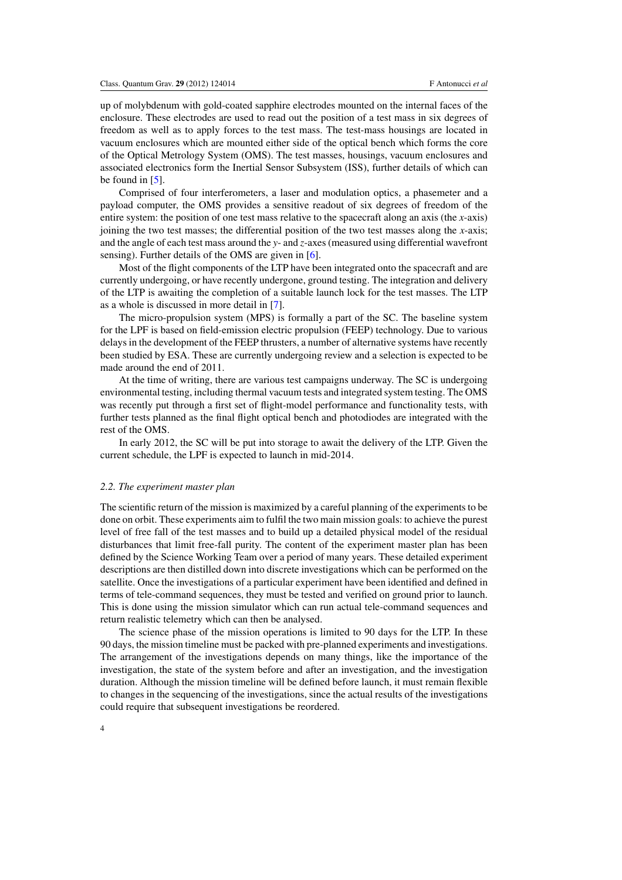up of molybdenum with gold-coated sapphire electrodes mounted on the internal faces of the enclosure. These electrodes are used to read out the position of a test mass in six degrees of freedom as well as to apply forces to the test mass. The test-mass housings are located in vacuum enclosures which are mounted either side of the optical bench which forms the core of the Optical Metrology System (OMS). The test masses, housings, vacuum enclosures and associated electronics form the Inertial Sensor Subsystem (ISS), further details of which can be found in [5].

Comprised of four interferometers, a laser and modulation optics, a phasemeter and a payload computer, the OMS provides a sensitive readout of six degrees of freedom of the entire system: the position of one test mass relative to the spacecraft along an axis (the $x$-axis) joining the two test masses; the differential position of the two test masses along the $x$-axis; and the angle of each test mass around the $y$- and $z$-axes (measured using differential wavefront sensing). Further details of the OMS are given in [6].

Most of the flight components of the LTP have been integrated onto the spacecraft and are currently undergoing, or have recently undergone, ground testing. The integration and delivery of the LTP is awaiting the completion of a suitable launch lock for the test masses. The LTP as a whole is discussed in more detail in [7].

The micro-propulsion system (MPS) is formally a part of the SC. The baseline system for the LPF is based on field-emission electric propulsion (FEEP) technology. Due to various delays in the development of the FEEP thrusters, a number of alternative systems have recently been studied by ESA. These are currently undergoing review and a selection is expected to be made around the end of 2011.

At the time of writing, there are various test campaigns underway. The SC is undergoing environmental testing, including thermal vacuum tests and integrated system testing. The OMS was recently put through a first set of flight-model performance and functionality tests, with further tests planned as the final flight optical bench and photodiodes are integrated with the rest of the OMS.

In early 2012, the SC will be put into storage to await the delivery of the LTP. Given the current schedule, the LPF is expected to launch in mid-2014.

### *2.2. The experiment master plan*

The scientific return of the mission is maximized by a careful planning of the experiments to be done on orbit. These experiments aim to fulfil the two main mission goals: to achieve the purest level of free fall of the test masses and to build up a detailed physical model of the residual disturbances that limit free-fall purity. The content of the experiment master plan has been defined by the Science Working Team over a period of many years. These detailed experiment descriptions are then distilled down into discrete investigations which can be performed on the satellite. Once the investigations of a particular experiment have been identified and defined in terms of tele-command sequences, they must be tested and verified on ground prior to launch. This is done using the mission simulator which can run actual tele-command sequences and return realistic telemetry which can then be analysed.

The science phase of the mission operations is limited to 90 days for the LTP. In these 90 days, the mission timeline must be packed with pre-planned experiments and investigations. The arrangement of the investigations depends on many things, like the importance of the investigation, the state of the system before and after an investigation, and the investigation duration. Although the mission timeline will be defined before launch, it must remain flexible to changes in the sequencing of the investigations, since the actual results of the investigations could require that subsequent investigations be reordered.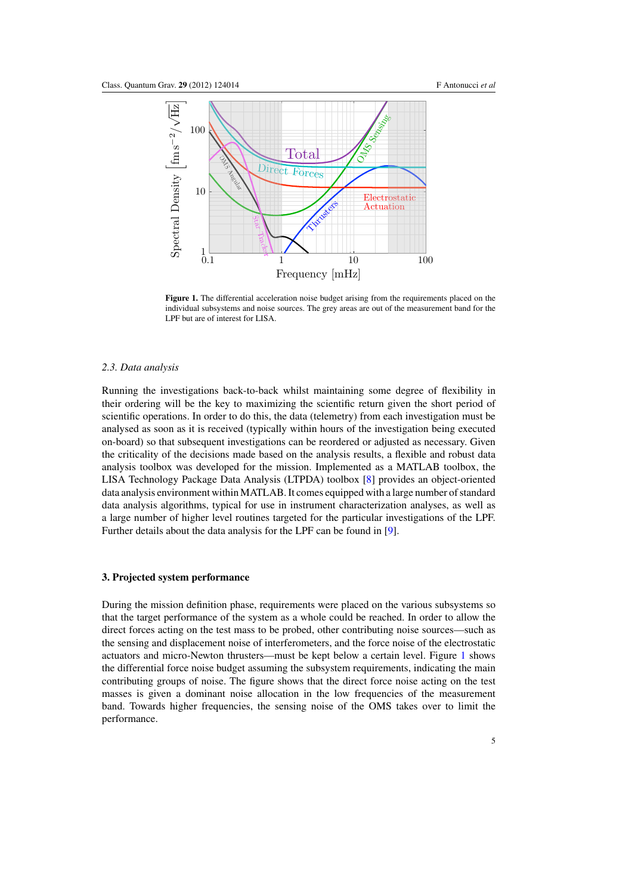**Figure 1.** The differential acceleration noise budget arising from the requirements placed on the individual subsystems and noise sources. The grey areas are out of the measurement band for the LPF but are of interest for LISA.

### 2.3. Data analysis

Running the investigations back-to-back whilst maintaining some degree of flexibility in their ordering will be the key to maximizing the scientific return given the short period of scientific operations. In order to do this, the data (telemetry) from each investigation must be analysed as soon as it is received (typically within hours of the investigation being executed on-board) so that subsequent investigations can be reordered or adjusted as necessary. Given the criticality of the decisions made based on the analysis results, a flexible and robust data analysis toolbox was developed for the mission. Implemented as a MATLAB toolbox, the LISA Technology Package Data Analysis (LTPDA) toolbox [8] provides an object-oriented data analysis environment within MATLAB. It comes equipped with a large number of standard data analysis algorithms, typical for use in instrument characterization analyses, as well as a large number of higher level routines targeted for the particular investigations of the LPF. Further details about the data analysis for the LPF can be found in [9].

## 3. Projected system performance

During the mission definition phase, requirements were placed on the various subsystems so that the target performance of the system as a whole could be reached. In order to allow the direct forces acting on the test mass to be probed, other contributing noise sources—such as the sensing and displacement noise of interferometers, and the force noise of the electrostatic actuators and micro-Newton thrusters—must be kept below a certain level. Figure 1 shows the differential force noise budget assuming the subsystem requirements, indicating the main contributing groups of noise. The figure shows that the direct force noise acting on the test masses is given a dominant noise allocation in the low frequencies of the measurement band. Towards higher frequencies, the sensing noise of the OMS takes over to limit the performance.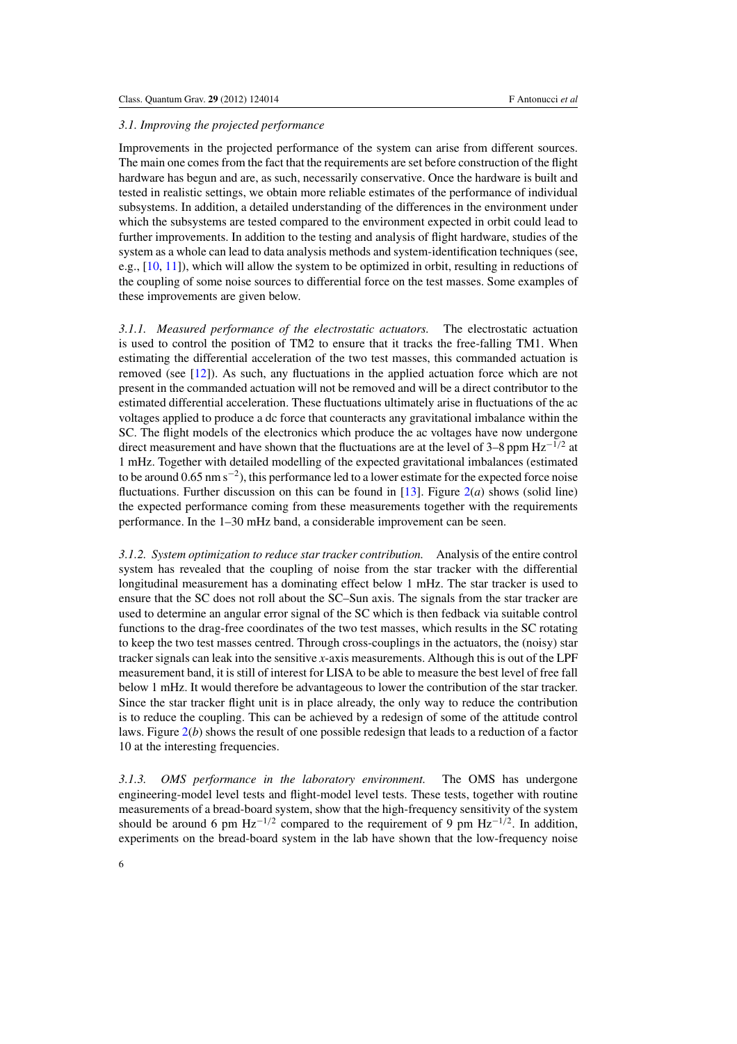### *3.1. Improving the projected performance*

Improvements in the projected performance of the system can arise from different sources. The main one comes from the fact that the requirements are set before construction of the flight hardware has begun and are, as such, necessarily conservative. Once the hardware is built and tested in realistic settings, we obtain more reliable estimates of the performance of individual subsystems. In addition, a detailed understanding of the differences in the environment under which the subsystems are tested compared to the environment expected in orbit could lead to further improvements. In addition to the testing and analysis of flight hardware, studies of the system as a whole can lead to data analysis methods and system-identification techniques (see, e.g., [10, 11]), which will allow the system to be optimized in orbit, resulting in reductions of the coupling of some noise sources to differential force on the test masses. Some examples of these improvements are given below.

*3.1.1. Measured performance of the electrostatic actuators.* The electrostatic actuation is used to control the position of TM2 to ensure that it tracks the free-falling TM1. When estimating the differential acceleration of the two test masses, this commanded actuation is removed (see [12]). As such, any fluctuations in the applied actuation force which are not present in the commanded actuation will not be removed and will be a direct contributor to the estimated differential acceleration. These fluctuations ultimately arise in fluctuations of the ac voltages applied to produce a dc force that counteracts any gravitational imbalance within the SC. The flight models of the electronics which produce the ac voltages have now undergone direct measurement and have shown that the fluctuations are at the level of 3–8 ppm $\mathrm{Hz}^{-1/2}$ at 1 mHz. Together with detailed modelling of the expected gravitational imbalances (estimated to be around 0.65 nm $\mathrm{s}^{-2}$), this performance led to a lower estimate for the expected force noise fluctuations. Further discussion on this can be found in [13]. Figure 2(*a*) shows (solid line) the expected performance coming from these measurements together with the requirements performance. In the 1–30 mHz band, a considerable improvement can be seen.

*3.1.2. System optimization to reduce star tracker contribution.* Analysis of the entire control system has revealed that the coupling of noise from the star tracker with the differential longitudinal measurement has a dominating effect below 1 mHz. The star tracker is used to ensure that the SC does not roll about the SC–Sun axis. The signals from the star tracker are used to determine an angular error signal of the SC which is then fedback via suitable control functions to the drag-free coordinates of the two test masses, which results in the SC rotating to keep the two test masses centred. Through cross-couplings in the actuators, the (noisy) star tracker signals can leak into the sensitive $x$-axis measurements. Although this is out of the LPF measurement band, it is still of interest for LISA to be able to measure the best level of free fall below 1 mHz. It would therefore be advantageous to lower the contribution of the star tracker. Since the star tracker flight unit is in place already, the only way to reduce the contribution is to reduce the coupling. This can be achieved by a redesign of some of the attitude control laws. Figure 2(*b*) shows the result of one possible redesign that leads to a reduction of a factor 10 at the interesting frequencies.

*3.1.3. OMS performance in the laboratory environment.* The OMS has undergone engineering-model level tests and flight-model level tests. These tests, together with routine measurements of a bread-board system, show that the high-frequency sensitivity of the system should be around 6 pm $\mathrm{Hz}^{-1/2}$ compared to the requirement of 9 pm $\mathrm{Hz}^{-1/2}$. In addition, experiments on the bread-board system in the lab have shown that the low-frequency noise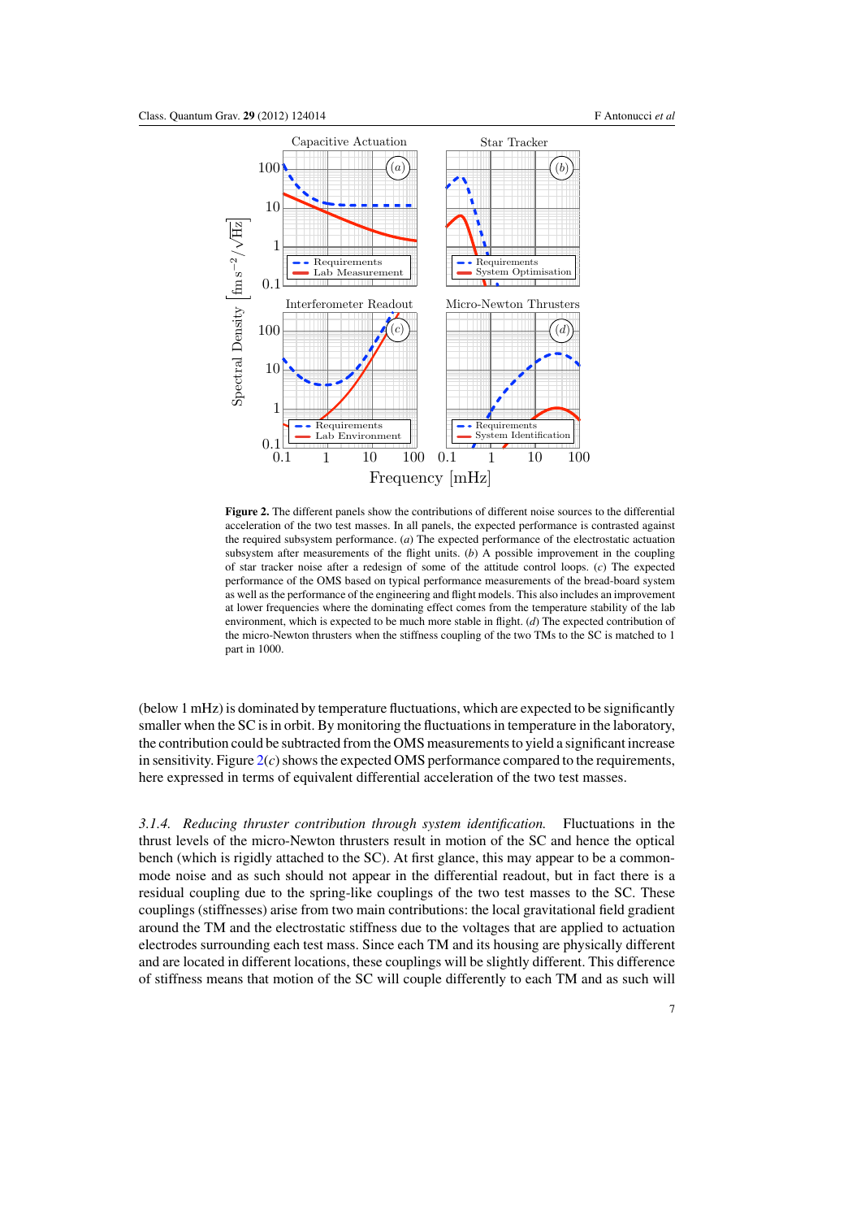**Figure 2.** The different panels show the contributions of different noise sources to the differential acceleration of the two test masses. In all panels, the expected performance is contrasted against the required subsystem performance. (*a*) The expected performance of the electrostatic actuation subsystem after measurements of the flight units. (*b*) A possible improvement in the coupling of star tracker noise after a redesign of some of the attitude control loops. (*c*) The expected performance of the OMS based on typical performance measurements of the bread-board system as well as the performance of the engineering and flight models. This also includes an improvement at lower frequencies where the dominating effect comes from the temperature stability of the lab environment, which is expected to be much more stable in flight. (*d*) The expected contribution of the micro-Newton thrusters when the stiffness coupling of the two TMs to the SC is matched to 1 part in 1000.

(below 1 mHz) is dominated by temperature fluctuations, which are expected to be significantly smaller when the SC is in orbit. By monitoring the fluctuations in temperature in the laboratory, the contribution could be subtracted from the OMS measurements to yield a significant increase in sensitivity. Figure 2(*c*) shows the expected OMS performance compared to the requirements, here expressed in terms of equivalent differential acceleration of the two test masses.

*3.1.4. Reducing thruster contribution through system identification.* Fluctuations in the thrust levels of the micro-Newton thrusters result in motion of the SC and hence the optical bench (which is rigidly attached to the SC). At first glance, this may appear to be a common-mode noise and as such should not appear in the differential readout, but in fact there is a residual coupling due to the spring-like couplings of the two test masses to the SC. These couplings (stiffnesses) arise from two main contributions: the local gravitational field gradient around the TM and the electrostatic stiffness due to the voltages that are applied to actuation electrodes surrounding each test mass. Since each TM and its housing are physically different and are located in different locations, these couplings will be slightly different. This difference of stiffness means that motion of the SC will couple differently to each TM and as such will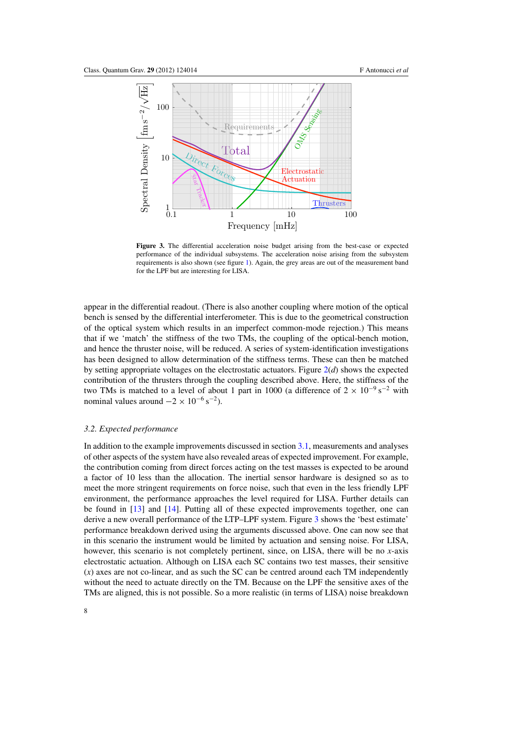**Figure 3.** The differential acceleration noise budget arising from the best-case or expected performance of the individual subsystems. The acceleration noise arising from the subsystem requirements is also shown (see figure 1). Again, the grey areas are out of the measurement band for the LPF but are interesting for LISA.

appear in the differential readout. (There is also another coupling where motion of the optical bench is sensed by the differential interferometer. This is due to the geometrical construction of the optical system which results in an imperfect common-mode rejection.) This means that if we 'match' the stiffness of the two TMs, the coupling of the optical-bench motion, and hence the thruster noise, will be reduced. A series of system-identification investigations has been designed to allow determination of the stiffness terms. These can then be matched by setting appropriate voltages on the electrostatic actuators. Figure 2(*d*) shows the expected contribution of the thrusters through the coupling described above. Here, the stiffness of the two TMs is matched to a level of about 1 part in 1000 (a difference of $2 \times 10^{-9}\,\mathrm{s}^{-2}$ with nominal values around $-2 \times 10^{-6}\,\mathrm{s}^{-2}$).

### *3.2. Expected performance*

In addition to the example improvements discussed in section 3.1, measurements and analyses of other aspects of the system have also revealed areas of expected improvement. For example, the contribution coming from direct forces acting on the test masses is expected to be around a factor of 10 less than the allocation. The inertial sensor hardware is designed so as to meet the more stringent requirements on force noise, such that even in the less friendly LPF environment, the performance approaches the level required for LISA. Further details can be found in [13] and [14]. Putting all of these expected improvements together, one can derive a new overall performance of the LTP–LPF system. Figure 3 shows the 'best estimate' performance breakdown derived using the arguments discussed above. One can now see that in this scenario the instrument would be limited by actuation and sensing noise. For LISA, however, this scenario is not completely pertinent, since, on LISA, there will be no $x$-axis electrostatic actuation. Although on LISA each SC contains two test masses, their sensitive ($x$) axes are not co-linear, and as such the SC can be centred around each TM independently without the need to actuate directly on the TM. Because on the LPF the sensitive axes of the TMs are aligned, this is not possible. So a more realistic (in terms of LISA) noise breakdown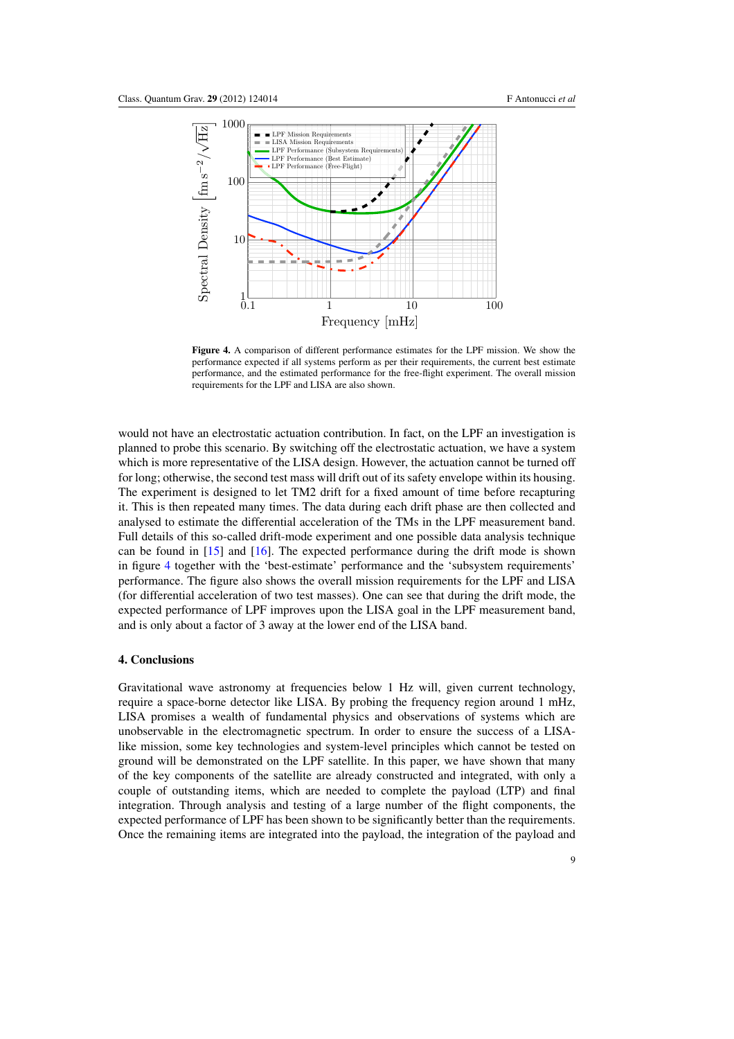**Figure 4.** A comparison of different performance estimates for the LPF mission. We show the performance expected if all systems perform as per their requirements, the current best estimate performance, and the estimated performance for the free-flight experiment. The overall mission requirements for the LPF and LISA are also shown.

would not have an electrostatic actuation contribution. In fact, on the LPF an investigation is planned to probe this scenario. By switching off the electrostatic actuation, we have a system which is more representative of the LISA design. However, the actuation cannot be turned off for long; otherwise, the second test mass will drift out of its safety envelope within its housing. The experiment is designed to let TM2 drift for a fixed amount of time before recapturing it. This is then repeated many times. The data during each drift phase are then collected and analysed to estimate the differential acceleration of the TMs in the LPF measurement band. Full details of this so-called drift-mode experiment and one possible data analysis technique can be found in [15] and [16]. The expected performance during the drift mode is shown in figure 4 together with the 'best-estimate' performance and the 'subsystem requirements' performance. The figure also shows the overall mission requirements for the LPF and LISA (for differential acceleration of two test masses). One can see that during the drift mode, the expected performance of LPF improves upon the LISA goal in the LPF measurement band, and is only about a factor of 3 away at the lower end of the LISA band.

## 4. Conclusions

Gravitational wave astronomy at frequencies below 1 Hz will, given current technology, require a space-borne detector like LISA. By probing the frequency region around 1 mHz, LISA promises a wealth of fundamental physics and observations of systems which are unobservable in the electromagnetic spectrum. In order to ensure the success of a LISA-like mission, some key technologies and system-level principles which cannot be tested on ground will be demonstrated on the LPF satellite. In this paper, we have shown that many of the key components of the satellite are already constructed and integrated, with only a couple of outstanding items, which are needed to complete the payload (LTP) and final integration. Through analysis and testing of a large number of the flight components, the expected performance of LPF has been shown to be significantly better than the requirements. Once the remaining items are integrated into the payload, the integration of the payload and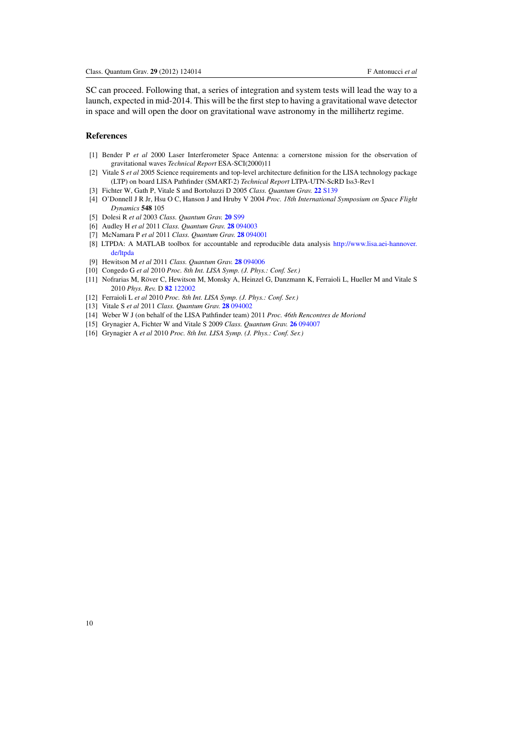SC can proceed. Following that, a series of integration and system tests will lead the way to a launch, expected in mid-2014. This will be the first step to having a gravitational wave detector in space and will open the door on gravitational wave astronomy in the millihertz regime.

## References

[1] Bender P *et al* 2000 Laser Interferometer Space Antenna: a cornerstone mission for the observation of gravitational waves *Technical Report* ESA-SCI(2000)11

[2] Vitale S *et al* 2005 Science requirements and top-level architecture definition for the LISA technology package (LTP) on board LISA Pathfinder (SMART-2) *Technical Report* LTPA-UTN-ScRD Iss3-Rev1

[3] Fichter W, Gath P, Vitale S and Bortoluzzi D 2005 *Class. Quantum Grav.* **22** S139

[4] O'Donnell J R Jr, Hsu O C, Hanson J and Hruby V 2004 *Proc. 18th International Symposium on Space Flight Dynamics* **548** 105

[5] Dolesi R *et al* 2003 *Class. Quantum Grav.* **20** S99

[6] Audley H *et al* 2011 *Class. Quantum Grav.* **28** 094003

[7] McNamara P *et al* 2011 *Class. Quantum Grav.* **28** 094001

[8] LTPDA: A MATLAB toolbox for accountable and reproducible data analysis http://www.lisa.aei-hannover.de/ltpda

[9] Hewitson M *et al* 2011 *Class. Quantum Grav.* **28** 094006

[10] Congedo G *et al* 2010 *Proc. 8th Int. LISA Symp. (J. Phys.: Conf. Ser.)*

[11] Nofrarias M, Röver C, Hewitson M, Monsky A, Heinzel G, Danzmann K, Ferraioli L, Hueller M and Vitale S 2010 *Phys. Rev.* D **82** 122002

[12] Ferraioli L *et al* 2010 *Proc. 8th Int. LISA Symp. (J. Phys.: Conf. Ser.)*

[13] Vitale S *et al* 2011 *Class. Quantum Grav.* **28** 094002

[14] Weber W J (on behalf of the LISA Pathfinder team) 2011 *Proc. 46th Rencontres de Moriond*

[15] Grynagier A, Fichter W and Vitale S 2009 *Class. Quantum Grav.* **26** 094007

[16] Grynagier A *et al* 2010 *Proc. 8th Int. LISA Symp. (J. Phys.: Conf. Ser.)*